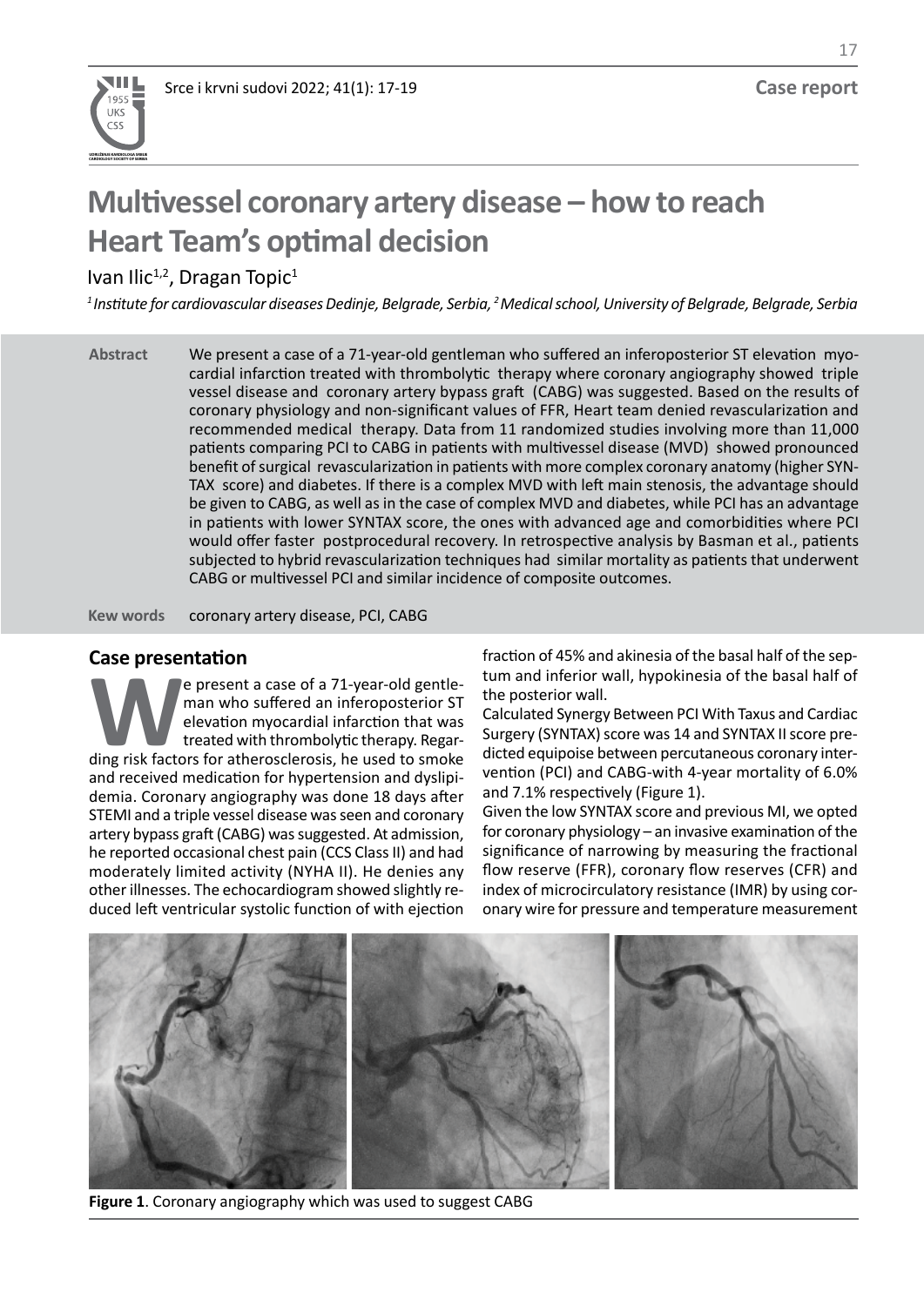Case report

# Multivessel coronary artery disease – how to reach Heart Team's optimal decision

Ivan Ilic[1,2], Dragan Topic[1]

*[1] Institute for cardiovascular diseases Dedinje, Belgrade, Serbia, [2] Medical school, University of Belgrade, Belgrade, Serbia*

**Abstract** We present a case of a 71-year-old gentleman who suffered an inferoposterior ST elevation myocardial infarction treated with thrombolytic therapy where coronary angiography showed triple vessel disease and coronary artery bypass graft (CABG) was suggested. Based on the results of coronary physiology and non-significant values of FFR, Heart team denied revascularization and recommended medical therapy. Data from 11 randomized studies involving more than 11,000 patients comparing PCI to CABG in patients with multivessel disease (MVD) showed pronounced benefit of surgical revascularization in patients with more complex coronary anatomy (higher SYNTAX score) and diabetes. If there is a complex MVD with left main stenosis, the advantage should be given to CABG, as well as in the case of complex MVD and diabetes, while PCI has an advantage in patients with lower SYNTAX score, the ones with advanced age and comorbidities where PCI would offer faster postprocedural recovery. In retrospective analysis by Basman et al., patients subjected to hybrid revascularization techniques had similar mortality as patients that underwent CABG or multivessel PCI and similar incidence of composite outcomes.

**Kew words** coronary artery disease, PCI, CABG

## Case presentation

We present a case of a 71-year-old gentleman who suffered an inferoposterior ST elevation myocardial infarction that was treated with thrombolytic therapy. Regarding risk factors for atherosclerosis, he used to smoke and received medication for hypertension and dyslipidemia. Coronary angiography was done 18 days after STEMI and a triple vessel disease was seen and coronary artery bypass graft (CABG) was suggested. At admission, he reported occasional chest pain (CCS Class II) and had moderately limited activity (NYHA II). He denies any other illnesses. The echocardiogram showed slightly reduced left ventricular systolic function of with ejection fraction of 45% and akinesia of the basal half of the septum and inferior wall, hypokinesia of the basal half of the posterior wall.

Calculated Synergy Between PCI With Taxus and Cardiac Surgery (SYNTAX) score was 14 and SYNTAX II score predicted equipoise between percutaneous coronary intervention (PCI) and CABG-with 4-year mortality of 6.0% and 7.1% respectively (Figure 1).

Given the low SYNTAX score and previous MI, we opted for coronary physiology – an invasive examination of the significance of narrowing by measuring the fractional flow reserve (FFR), coronary flow reserves (CFR) and index of microcirculatory resistance (IMR) by using coronary wire for pressure and temperature measurement

**Figure 1**. Coronary angiography which was used to suggest CABG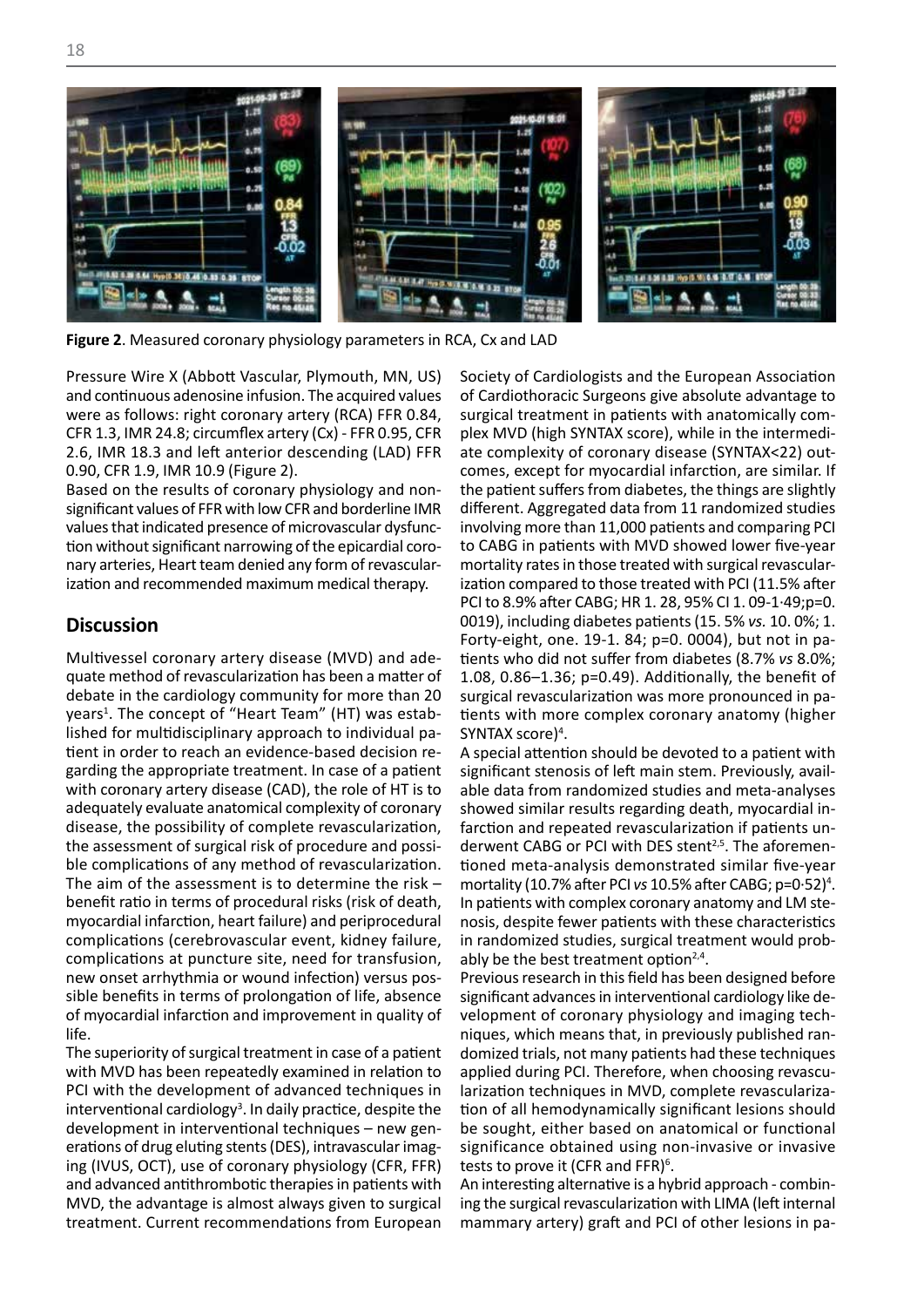**Figure 2**. Measured coronary physiology parameters in RCA, Cx and LAD

Pressure Wire X (Abbott Vascular, Plymouth, MN, US) and continuous adenosine infusion. The acquired values were as follows: right coronary artery (RCA) FFR 0.84, CFR 1.3, IMR 24.8; circumflex artery (Cx) - FFR 0.95, CFR 2.6, IMR 18.3 and left anterior descending (LAD) FFR 0.90, CFR 1.9, IMR 10.9 (Figure 2).

Based on the results of coronary physiology and non-significant values of FFR with low CFR and borderline IMR values that indicated presence of microvascular dysfunction without significant narrowing of the epicardial coronary arteries, Heart team denied any form of revascularization and recommended maximum medical therapy.

## Discussion

Multivessel coronary artery disease (MVD) and adequate method of revascularization has been a matter of debate in the cardiology community for more than 20 years[1]. The concept of "Heart Team" (HT) was established for multidisciplinary approach to individual patient in order to reach an evidence-based decision regarding the appropriate treatment. In case of a patient with coronary artery disease (CAD), the role of HT is to adequately evaluate anatomical complexity of coronary disease, the possibility of complete revascularization, the assessment of surgical risk of procedure and possible complications of any method of revascularization. The aim of the assessment is to determine the risk – benefit ratio in terms of procedural risks (risk of death, myocardial infarction, heart failure) and periprocedural complications (cerebrovascular event, kidney failure, complications at puncture site, need for transfusion, new onset arrhythmia or wound infection) versus possible benefits in terms of prolongation of life, absence of myocardial infarction and improvement in quality of life.

The superiority of surgical treatment in case of a patient with MVD has been repeatedly examined in relation to PCI with the development of advanced techniques in interventional cardiology[3]. In daily practice, despite the development in interventional techniques – new generations of drug eluting stents (DES), intravascular imaging (IVUS, OCT), use of coronary physiology (CFR, FFR) and advanced antithrombotic therapies in patients with MVD, the advantage is almost always given to surgical treatment. Current recommendations from European Society of Cardiologists and the European Association of Cardiothoracic Surgeons give absolute advantage to surgical treatment in patients with anatomically complex MVD (high SYNTAX score), while in the intermediate complexity of coronary disease (SYNTAX<22) outcomes, except for myocardial infarction, are similar. If the patient suffers from diabetes, the things are slightly different. Aggregated data from 11 randomized studies involving more than 11,000 patients and comparing PCI to CABG in patients with MVD showed lower five-year mortality rates in those treated with surgical revascularization compared to those treated with PCI (11.5% after PCI to 8.9% after CABG; HR 1. 28, 95% CI 1. 09-1·49;p=0. 0019), including diabetes patients (15. 5% *vs.* 10. 0%; 1. Forty-eight, one. 19-1. 84; p=0. 0004), but not in patients who did not suffer from diabetes (8.7% *vs* 8.0%; 1.08, 0.86–1.36; p=0.49). Additionally, the benefit of surgical revascularization was more pronounced in patients with more complex coronary anatomy (higher SYNTAX score)[4].

A special attention should be devoted to a patient with significant stenosis of left main stem. Previously, available data from randomized studies and meta-analyses showed similar results regarding death, myocardial infarction and repeated revascularization if patients underwent CABG or PCI with DES stent[2,5]. The aforementioned meta-analysis demonstrated similar five-year mortality (10.7% after PCI *vs* 10.5% after CABG; p=0·52)[4]. In patients with complex coronary anatomy and LM stenosis, despite fewer patients with these characteristics in randomized studies, surgical treatment would probably be the best treatment option[2,4].

Previous research in this field has been designed before significant advances in interventional cardiology like development of coronary physiology and imaging techniques, which means that, in previously published randomized trials, not many patients had these techniques applied during PCI. Therefore, when choosing revascularization techniques in MVD, complete revascularization of all hemodynamically significant lesions should be sought, either based on anatomical or functional significance obtained using non-invasive or invasive tests to prove it (CFR and FFR)[6].

An interesting alternative is a hybrid approach - combining the surgical revascularization with LIMA (left internal mammary artery) graft and PCI of other lesions in pa-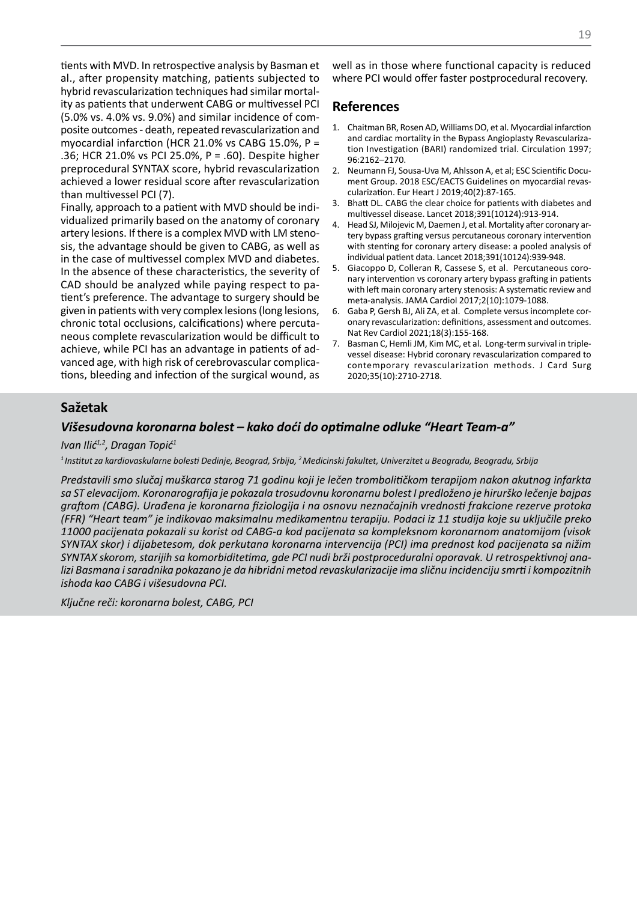tients with MVD. In retrospective analysis by Basman et al., after propensity matching, patients subjected to hybrid revascularization techniques had similar mortality as patients that underwent CABG or multivessel PCI (5.0% vs. 4.0% vs. 9.0%) and similar incidence of composite outcomes - death, repeated revascularization and myocardial infarction (HCR 21.0% vs CABG 15.0%, P = .36; HCR 21.0% vs PCI 25.0%, P = .60). Despite higher preprocedural SYNTAX score, hybrid revascularization achieved a lower residual score after revascularization than multivessel PCI (7).

Finally, approach to a patient with MVD should be individualized primarily based on the anatomy of coronary artery lesions. If there is a complex MVD with LM stenosis, the advantage should be given to CABG, as well as in the case of multivessel complex MVD and diabetes. In the absence of these characteristics, the severity of CAD should be analyzed while paying respect to patient's preference. The advantage to surgery should be given in patients with very complex lesions (long lesions, chronic total occlusions, calcifications) where percutaneous complete revascularization would be difficult to achieve, while PCI has an advantage in patients of advanced age, with high risk of cerebrovascular complications, bleeding and infection of the surgical wound, as well as in those where functional capacity is reduced where PCI would offer faster postprocedural recovery.

## References

1. Chaitman BR, Rosen AD, Williams DO, et al. Myocardial infarction and cardiac mortality in the Bypass Angioplasty Revascularization Investigation (BARI) randomized trial. Circulation 1997; 96:2162–2170.
2. Neumann FJ, Sousa-Uva M, Ahlsson A, et al; ESC Scientific Document Group. 2018 ESC/EACTS Guidelines on myocardial revascularization. Eur Heart J 2019;40(2):87-165.
3. Bhatt DL. CABG the clear choice for patients with diabetes and multivessel disease. Lancet 2018;391(10124):913-914.
4. Head SJ, Milojevic M, Daemen J, et al. Mortality after coronary artery bypass grafting versus percutaneous coronary intervention with stenting for coronary artery disease: a pooled analysis of individual patient data. Lancet 2018;391(10124):939-948.
5. Giacoppo D, Colleran R, Cassese S, et al. Percutaneous coronary intervention vs coronary artery bypass grafting in patients with left main coronary artery stenosis: A systematic review and meta-analysis. JAMA Cardiol 2017;2(10):1079-1088.
6. Gaba P, Gersh BJ, Ali ZA, et al. Complete versus incomplete coronary revascularization: definitions, assessment and outcomes. Nat Rev Cardiol 2021;18(3):155-168.
7. Basman C, Hemli JM, Kim MC, et al. Long-term survival in triple-vessel disease: Hybrid coronary revascularization compared to contemporary revascularization methods. J Card Surg 2020;35(10):2710-2718.

## Sažetak

### *Višesudovna koronarna bolest – kako doći do optimalne odluke "Heart Team-a"*

*Ivan Ilić[1,2], Dragan Topić[1]*

*[1] Institut za kardiovaskularne bolesti Dedinje, Beograd, Srbija, [2] Medicinski fakultet, Univerzitet u Beogradu, Beogradu, Srbija*

*Predstavili smo slučaj muškarca starog 71 godinu koji je lečen trombolitičkom terapijom nakon akutnog infarkta sa ST elevacijom. Koronarografija je pokazala trosudovnu koronarnu bolest I predloženo je hirurško lečenje bajpas graftom (CABG). Urađena je koronarna fiziologija i na osnovu neznačajnih vrednosti frakcione rezerve protoka (FFR) "Heart team" je indikovao maksimalnu medikamentnu terapiju. Podaci iz 11 studija koje su uključile preko 11000 pacijenata pokazali su korist od CABG-a kod pacijenata sa kompleksnom koronarnom anatomijom (visok SYNTAX skor) i dijabetesom, dok perkutana koronarna intervencija (PCI) ima prednost kod pacijenata sa nižim SYNTAX skorom, starijih sa komorbiditetima, gde PCI nudi brži postproceduralni oporavak. U retrospektivnoj analizi Basmana i saradnika pokazano je da hibridni metod revaskularizacije ima sličnu incidenciju smrti i kompozitnih ishoda kao CABG i višesudovna PCI.*

*Ključne reči: koronarna bolest, CABG, PCI*